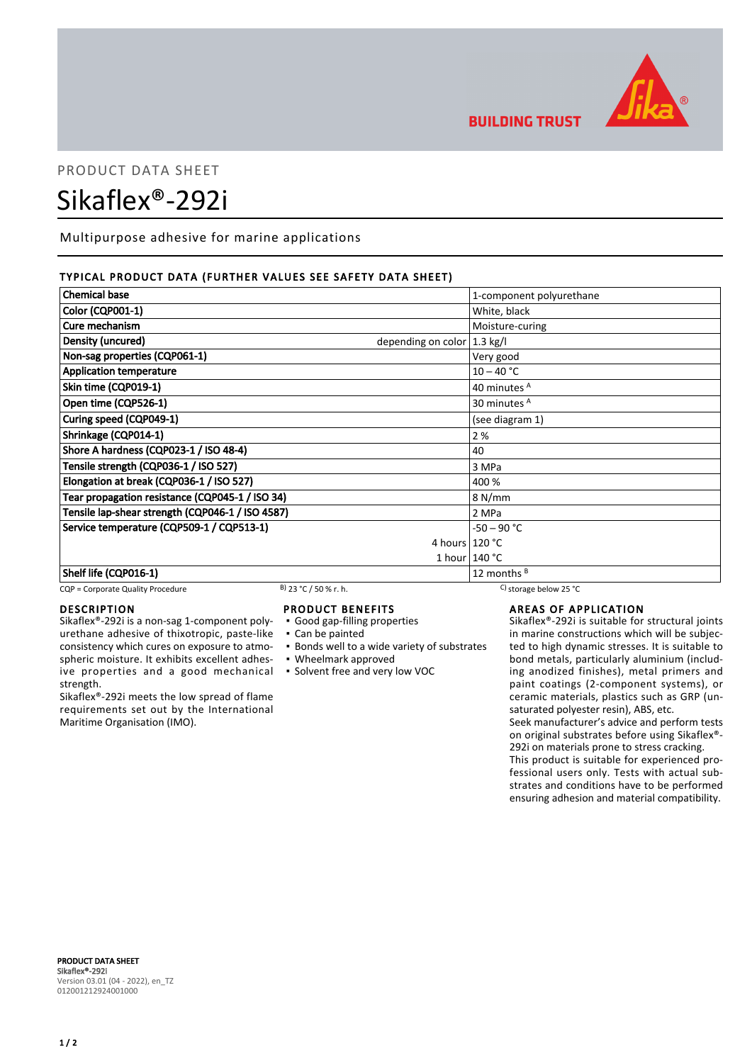PRODUCT DATA SHEET

# Sikaflex®-292i

Multipurpose adhesive for marine applications

## TYPICAL PRODUCT DATA (FURTHER VALUES SEE SAFETY DATA SHEET)

| Property | | Value |
|---|---|---|
| Chemical base | | 1-component polyurethane |
| Color (CQP001-1) | | White, black |
| Cure mechanism | | Moisture-curing |
| Density (uncured) | depending on color | 1.3 kg/l |
| Non-sag properties (CQP061-1) | | Very good |
| Application temperature | | 10 – 40 °C |
| Skin time (CQP019-1) | | 40 minutes [A] |
| Open time (CQP526-1) | | 30 minutes [A] |
| Curing speed (CQP049-1) | | (see diagram 1) |
| Shrinkage (CQP014-1) | | 2 % |
| Shore A hardness (CQP023-1 / ISO 48-4) | | 40 |
| Tensile strength (CQP036-1 / ISO 527) | | 3 MPa |
| Elongation at break (CQP036-1 / ISO 527) | | 400 % |
| Tear propagation resistance (CQP045-1 / ISO 34) | | 8 N/mm |
| Tensile lap-shear strength (CQP046-1 / ISO 4587) | | 2 MPa |
| Service temperature (CQP509-1 / CQP513-1) | | -50 – 90 °C |
| | 4 hours | 120 °C |
| | 1 hour | 140 °C |
| Shelf life (CQP016-1) | | 12 months [B] |

CQP = Corporate Quality Procedure  B) 23 °C / 50 % r. h.  C) storage below 25 °C

## DESCRIPTION

Sikaflex®-292i is a non-sag 1-component polyurethane adhesive of thixotropic, paste-like consistency which cures on exposure to atmospheric moisture. It exhibits excellent adhesive properties and a good mechanical strength.

Sikaflex®-292i meets the low spread of flame requirements set out by the International Maritime Organisation (IMO).

## PRODUCT BENEFITS

- Good gap-filling properties
- Can be painted
- Bonds well to a wide variety of substrates
- Wheelmark approved
- Solvent free and very low VOC

## AREAS OF APPLICATION

Sikaflex®-292i is suitable for structural joints in marine constructions which will be subjected to high dynamic stresses. It is suitable to bond metals, particularly aluminium (including anodized finishes), metal primers and paint coatings (2-component systems), or ceramic materials, plastics such as GRP (unsaturated polyester resin), ABS, etc.

Seek manufacturer's advice and perform tests on original substrates before using Sikaflex®-292i on materials prone to stress cracking.

This product is suitable for experienced professional users only. Tests with actual substrates and conditions have to be performed ensuring adhesion and material compatibility.

**PRODUCT DATA SHEET**
**Sikaflex®-292i**
Version 03.01 (04 - 2022), en_TZ
012001212924001000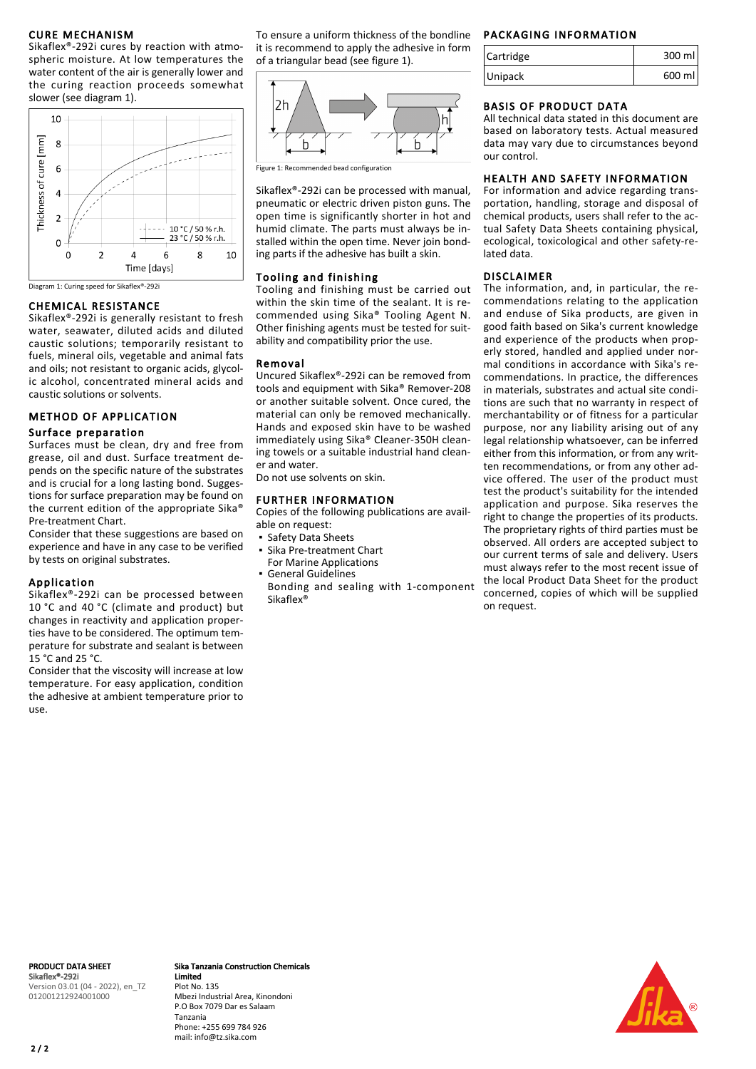## CURE MECHANISM

Sikaflex®-292i cures by reaction with atmospheric moisture. At low temperatures the water content of the air is generally lower and the curing reaction proceeds somewhat slower (see diagram 1).

Thickness of cure [mm]

10
8
6
4
2
0

0 2 4 6 8 10

Time [days]

10 °C / 50 % r.h.
23 °C / 50 % r.h.

Diagram 1: Curing speed for Sikaflex®-292i

## CHEMICAL RESISTANCE

Sikaflex®-292i is generally resistant to fresh water, seawater, diluted acids and diluted caustic solutions; temporarily resistant to fuels, mineral oils, vegetable and animal fats and oils; not resistant to organic acids, glycolic alcohol, concentrated mineral acids and caustic solutions or solvents.

## METHOD OF APPLICATION

### Surface preparation

Surfaces must be clean, dry and free from grease, oil and dust. Surface treatment depends on the specific nature of the substrates and is crucial for a long lasting bond. Suggestions for surface preparation may be found on the current edition of the appropriate Sika® Pre-treatment Chart.

Consider that these suggestions are based on experience and have in any case to be verified by tests on original substrates.

### Application

Sikaflex®-292i can be processed between 10 °C and 40 °C (climate and product) but changes in reactivity and application properties have to be considered. The optimum temperature for substrate and sealant is between 15 °C and 25 °C.

Consider that the viscosity will increase at low temperature. For easy application, condition the adhesive at ambient temperature prior to use.

To ensure a uniform thickness of the bondline it is recommend to apply the adhesive in form of a triangular bead (see figure 1).

2h

b

h

b

Figure 1: Recommended bead configuration

Sikaflex®-292i can be processed with manual, pneumatic or electric driven piston guns. The open time is significantly shorter in hot and humid climate. The parts must always be installed within the open time. Never join bonding parts if the adhesive has built a skin.

### Tooling and finishing

Tooling and finishing must be carried out within the skin time of the sealant. It is recommended using Sika® Tooling Agent N. Other finishing agents must be tested for suitability and compatibility prior the use.

### Removal

Uncured Sikaflex®-292i can be removed from tools and equipment with Sika® Remover-208 or another suitable solvent. Once cured, the material can only be removed mechanically. Hands and exposed skin have to be washed immediately using Sika® Cleaner-350H cleaning towels or a suitable industrial hand cleaner and water.

Do not use solvents on skin.

## FURTHER INFORMATION

Copies of the following publications are available on request:

- Safety Data Sheets
- Sika Pre-treatment Chart For Marine Applications
- General Guidelines Bonding and sealing with 1-component Sikaflex®

## PACKAGING INFORMATION

| | |
|---|---|
| Cartridge | 300 ml |
| Unipack | 600 ml |

## BASIS OF PRODUCT DATA

All technical data stated in this document are based on laboratory tests. Actual measured data may vary due to circumstances beyond our control.

## HEALTH AND SAFETY INFORMATION

For information and advice regarding transportation, handling, storage and disposal of chemical products, users shall refer to the actual Safety Data Sheets containing physical, ecological, toxicological and other safety-related data.

## DISCLAIMER

The information, and, in particular, the recommendations relating to the application and enduse of Sika products, are given in good faith based on Sika's current knowledge and experience of the products when properly stored, handled and applied under normal conditions in accordance with Sika's recommendations. In practice, the differences in materials, substrates and actual site conditions are such that no warranty in respect of merchantability or of fitness for a particular purpose, nor any liability arising out of any legal relationship whatsoever, can be inferred either from this information, or from any written recommendations, or from any other advice offered. The user of the product must test the product's suitability for the intended application and purpose. Sika reserves the right to change the properties of its products. The proprietary rights of third parties must be observed. All orders are accepted subject to our current terms of sale and delivery. Users must always refer to the most recent issue of the local Product Data Sheet for the product concerned, copies of which will be supplied on request.

**PRODUCT DATA SHEET**
**Sikaflex®-292i**
Version 03.01 (04 - 2022), en_TZ
012001212924001000

**Sika Tanzania Construction Chemicals Limited**
Plot No. 135
Mbezi Industrial Area, Kinondoni
P.O Box 7079 Dar es Salaam
Tanzania
Phone: +255 699 784 926
mail: info@tz.sika.com